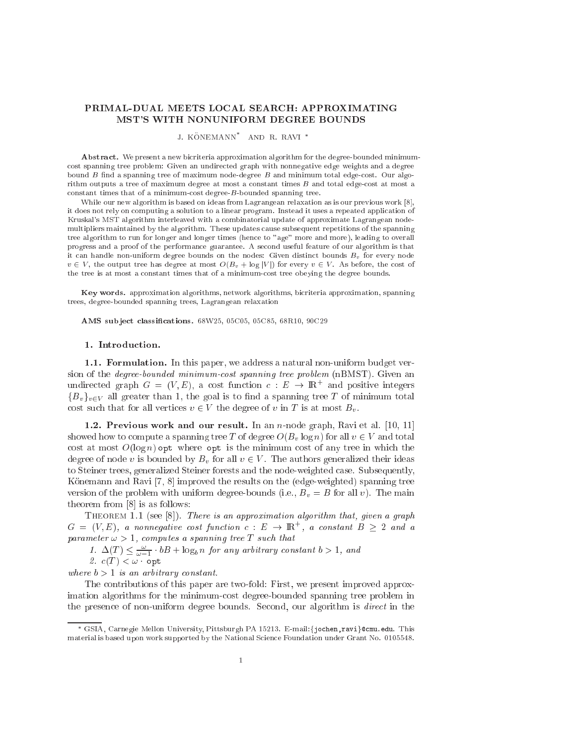# PRIMAL-DUAL MEETS LOCAL SEARCH: APPROXIMATING MST'S WITH NONUNIFORM DEGREE BOUNDS

J. KÖNEMANN* AND R. RAVI *

**Abstract.** We present a new bicriteria approximation algorithm for the degree-bounded minimum-cost spanning tree problem: Given an undirected graph with nonnegative edge weights and a degree bound $B$ find a spanning tree of maximum node-degree $B$ and minimum total edge-cost. Our algorithm outputs a tree of maximum degree at most a constant times $B$ and total edge-cost at most a constant times that of a minimum-cost degree-$B$-bounded spanning tree.

While our new algorithm is based on ideas from Lagrangean relaxation as is our previous work [8], it does not rely on computing a solution to a linear program. Instead it uses a repeated application of Kruskal's MST algorithm interleaved with a combinatorial update of approximate Lagrangean node-multipliers maintained by the algorithm. These updates cause subsequent repetitions of the spanning tree algorithm to run for longer and longer times (hence to "age" more and more), leading to overall progress and a proof of the performance guarantee. A second useful feature of our algorithm is that it can handle non-uniform degree bounds on the nodes: Given distinct bounds $B_v$ for every node $v \in V$, the output tree has degree at most $O(B_v + \log |V|)$ for every $v \in V$. As before, the cost of the tree is at most a constant times that of a minimum-cost tree obeying the degree bounds.

**Key words.** approximation algorithms, network algorithms, bicriteria approximation, spanning trees, degree-bounded spanning trees, Lagrangean relaxation

**AMS subject classifications.** 68W25, 05C05, 05C85, 68R10, 90C29

## 1. Introduction.

### 1.1. Formulation.

In this paper, we address a natural non-uniform budget version of the *degree-bounded minimum-cost spanning tree problem* (nBMST). Given an undirected graph $G = (V, E)$, a cost function $c : E \to \mathbb{R}^+$ and positive integers $\{B_v\}_{v \in V}$ all greater than 1, the goal is to find a spanning tree $T$ of minimum total cost such that for all vertices $v \in V$ the degree of $v$ in $T$ is at most $B_v$.

### 1.2. Previous work and our result.

In an $n$-node graph, Ravi et al. [10, 11] showed how to compute a spanning tree $T$ of degree $O(B_v \log n)$ for all $v \in V$ and total cost at most $O(\log n)\,\texttt{opt}$ where $\texttt{opt}$ is the minimum cost of any tree in which the degree of node $v$ is bounded by $B_v$ for all $v \in V$. The authors generalized their ideas to Steiner trees, generalized Steiner forests and the node-weighted case. Subsequently, Könemann and Ravi [7, 8] improved the results on the (edge-weighted) spanning tree version of the problem with uniform degree-bounds (i.e., $B_v = B$ for all $v$). The main theorem from [8] is as follows:

THEOREM 1.1 (see [8]). *There is an approximation algorithm that, given a graph $G = (V, E)$, a nonnegative cost function $c : E \to \mathbb{R}^+$, a constant $B \geq 2$ and a parameter $\omega > 1$, computes a spanning tree $T$ such that*

1. *$\Delta(T) \leq \frac{\omega}{\omega - 1} \cdot bB + \log_b n$ for any arbitrary constant $b > 1$, and*
2. *$c(T) < \omega \cdot \texttt{opt}$*

*where $b > 1$ is an arbitrary constant.*

The contributions of this paper are two-fold: First, we present improved approximation algorithms for the minimum-cost degree-bounded spanning tree problem in the presence of non-uniform degree bounds. Second, our algorithm is *direct* in the

---

* GSIA, Carnegie Mellon University, Pittsburgh PA 15213. E-mail: {jochen,ravi}@cmu.edu. This material is based upon work supported by the National Science Foundation under Grant No. 0105548.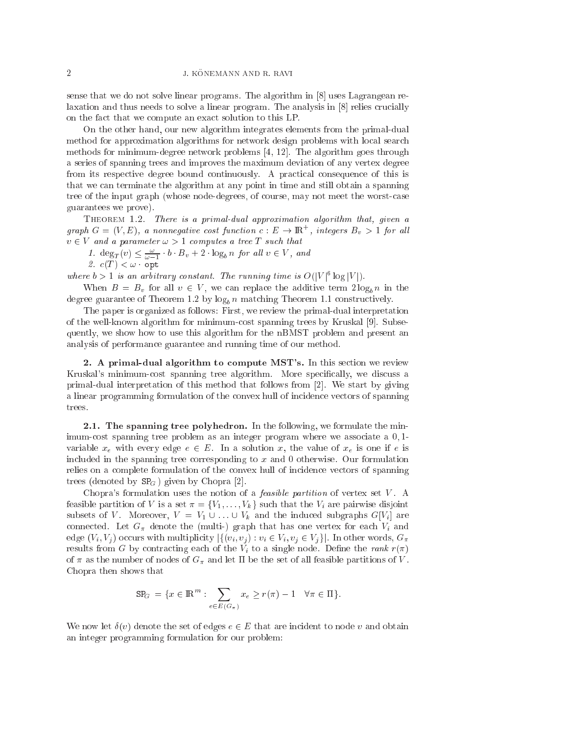sense that we do not solve linear programs. The algorithm in [8] uses Lagrangean relaxation and thus needs to solve a linear program. The analysis in [8] relies crucially on the fact that we compute an exact solution to this LP.

On the other hand, our new algorithm integrates elements from the primal-dual method for approximation algorithms for network design problems with local search methods for minimum-degree network problems [4, 12]. The algorithm goes through a series of spanning trees and improves the maximum deviation of any vertex degree from its respective degree bound continuously. A practical consequence of this is that we can terminate the algorithm at any point in time and still obtain a spanning tree of the input graph (whose node-degrees, of course, may not meet the worst-case guarantees we prove).

THEOREM 1.2. *There is a primal-dual approximation algorithm that, given a graph $G = (V, E)$, a nonnegative cost function $c : E \to \mathbb{R}^+$, integers $B_v > 1$ for all $v \in V$ and a parameter $\omega > 1$ computes a tree $T$ such that*

1. $\deg_T(v) \leq \frac{\omega}{\omega - 1} \cdot b \cdot B_v + 2 \cdot \log_b n$ *for all $v \in V$, and*
2. $c(T) < \omega \cdot \texttt{opt}$

*where $b > 1$ is an arbitrary constant. The running time is $O(|V|^6 \log |V|)$.*

When $B = B_v$ for all $v \in V$, we can replace the additive term $2 \log_b n$ in the degree guarantee of Theorem 1.2 by $\log_b n$ matching Theorem 1.1 constructively.

The paper is organized as follows: First, we review the primal-dual interpretation of the well-known algorithm for minimum-cost spanning trees by Kruskal [9]. Subsequently, we show how to use this algorithm for the nBMST problem and present an analysis of performance guarantee and running time of our method.

## 2. A primal-dual algorithm to compute MST's.

In this section we review Kruskal's minimum-cost spanning tree algorithm. More specifically, we discuss a primal-dual interpretation of this method that follows from [2]. We start by giving a linear programming formulation of the convex hull of incidence vectors of spanning trees.

### 2.1. The spanning tree polyhedron.

In the following, we formulate the minimum-cost spanning tree problem as an integer program where we associate a 0,1-variable $x_e$ with every edge $e \in E$. In a solution $x$, the value of $x_e$ is one if $e$ is included in the spanning tree corresponding to $x$ and 0 otherwise. Our formulation relies on a complete formulation of the convex hull of incidence vectors of spanning trees (denoted by $\texttt{SP}_G$) given by Chopra [2].

Chopra's formulation uses the notion of a *feasible partition* of vertex set $V$. A feasible partition of $V$ is a set $\pi = \{V_1, \ldots, V_k\}$ such that the $V_i$ are pairwise disjoint subsets of $V$. Moreover, $V = V_1 \cup \ldots \cup V_k$ and the induced subgraphs $G[V_i]$ are connected. Let $G_\pi$ denote the (multi-) graph that has one vertex for each $V_i$ and edge $(V_i, V_j)$ occurs with multiplicity $|\{(v_i, v_j) : v_i \in V_i, v_j \in V_j\}|$. In other words, $G_\pi$ results from $G$ by contracting each of the $V_i$ to a single node. Define the *rank* $r(\pi)$ of $\pi$ as the number of nodes of $G_\pi$ and let $\Pi$ be the set of all feasible partitions of $V$. Chopra then shows that

$$\texttt{SP}_G = \{x \in \mathbb{R}^m : \sum_{e \in E(G_\pi)} x_e \geq r(\pi) - 1 \quad \forall \pi \in \Pi\}.$$

We now let $\delta(v)$ denote the set of edges $e \in E$ that are incident to node $v$ and obtain an integer programming formulation for our problem: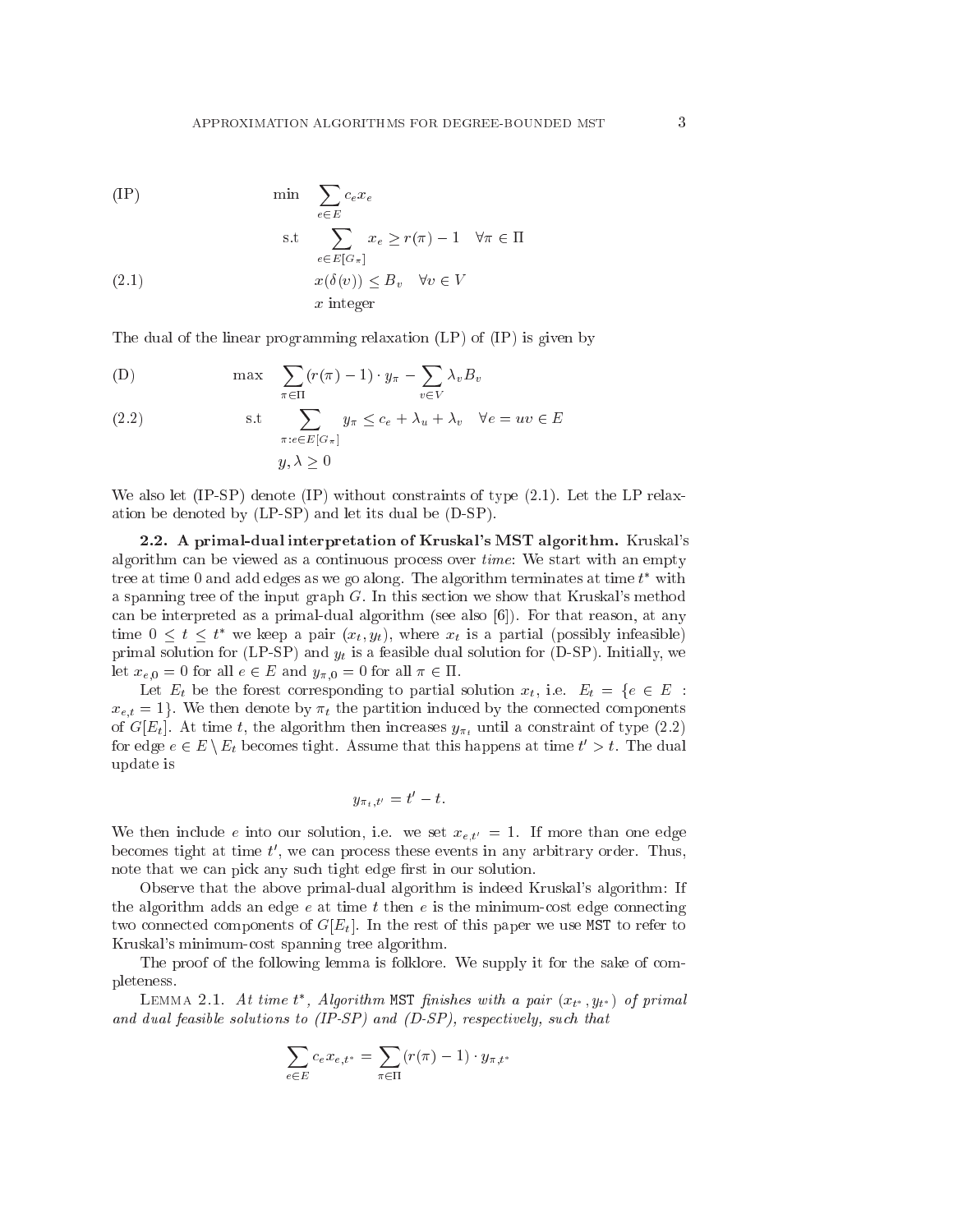$$
\begin{aligned}
\text{(IP)} \qquad & \min \quad \sum_{e \in E} c_e x_e \\
& \text{s.t} \quad \sum_{e \in E[G_\pi]} x_e \geq r(\pi) - 1 \quad \forall \pi \in \Pi \\
\text{(2.1)} \qquad & \qquad x(\delta(v)) \leq B_v \quad \forall v \in V \\
& \qquad x \text{ integer}
\end{aligned}
$$

The dual of the linear programming relaxation (LP) of (IP) is given by

$$
\begin{aligned}
\text{(D)} \qquad & \max \quad \sum_{\pi \in \Pi} (r(\pi) - 1) \cdot y_\pi - \sum_{v \in V} \lambda_v B_v \\
\text{(2.2)} \qquad & \text{s.t} \quad \sum_{\pi : e \in E[G_\pi]} y_\pi \leq c_e + \lambda_u + \lambda_v \quad \forall e = uv \in E \\
& \qquad y, \lambda \geq 0
\end{aligned}
$$

We also let (IP-SP) denote (IP) without constraints of type (2.1). Let the LP relaxation be denoted by (LP-SP) and let its dual be (D-SP).

**2.2. A primal-dual interpretation of Kruskal's MST algorithm.** Kruskal's algorithm can be viewed as a continuous process over *time*: We start with an empty tree at time 0 and add edges as we go along. The algorithm terminates at time $t^*$ with a spanning tree of the input graph $G$. In this section we show that Kruskal's method can be interpreted as a primal-dual algorithm (see also [6]). For that reason, at any time $0 \leq t \leq t^*$ we keep a pair $(x_t, y_t)$, where $x_t$ is a partial (possibly infeasible) primal solution for (LP-SP) and $y_t$ is a feasible dual solution for (D-SP). Initially, we let $x_{e,0} = 0$ for all $e \in E$ and $y_{\pi,0} = 0$ for all $\pi \in \Pi$.

Let $E_t$ be the forest corresponding to partial solution $x_t$, i.e. $E_t = \{e \in E : x_{e,t} = 1\}$. We then denote by $\pi_t$ the partition induced by the connected components of $G[E_t]$. At time $t$, the algorithm then increases $y_{\pi_t}$ until a constraint of type (2.2) for edge $e \in E \setminus E_t$ becomes tight. Assume that this happens at time $t' > t$. The dual update is

$$y_{\pi_t, t'} = t' - t.$$

We then include $e$ into our solution, i.e. we set $x_{e,t'} = 1$. If more than one edge becomes tight at time $t'$, we can process these events in any arbitrary order. Thus, note that we can pick any such tight edge first in our solution.

Observe that the above primal-dual algorithm is indeed Kruskal's algorithm: If the algorithm adds an edge $e$ at time $t$ then $e$ is the minimum-cost edge connecting two connected components of $G[E_t]$. In the rest of this paper we use `MST` to refer to Kruskal's minimum-cost spanning tree algorithm.

The proof of the following lemma is folklore. We supply it for the sake of completeness.

LEMMA 2.1. *At time $t^*$, Algorithm* `MST` *finishes with a pair $(x_{t^*}, y_{t^*})$ of primal and dual feasible solutions to (IP-SP) and (D-SP), respectively, such that*

$$\sum_{e \in E} c_e x_{e,t^*} = \sum_{\pi \in \Pi} (r(\pi) - 1) \cdot y_{\pi,t^*}$$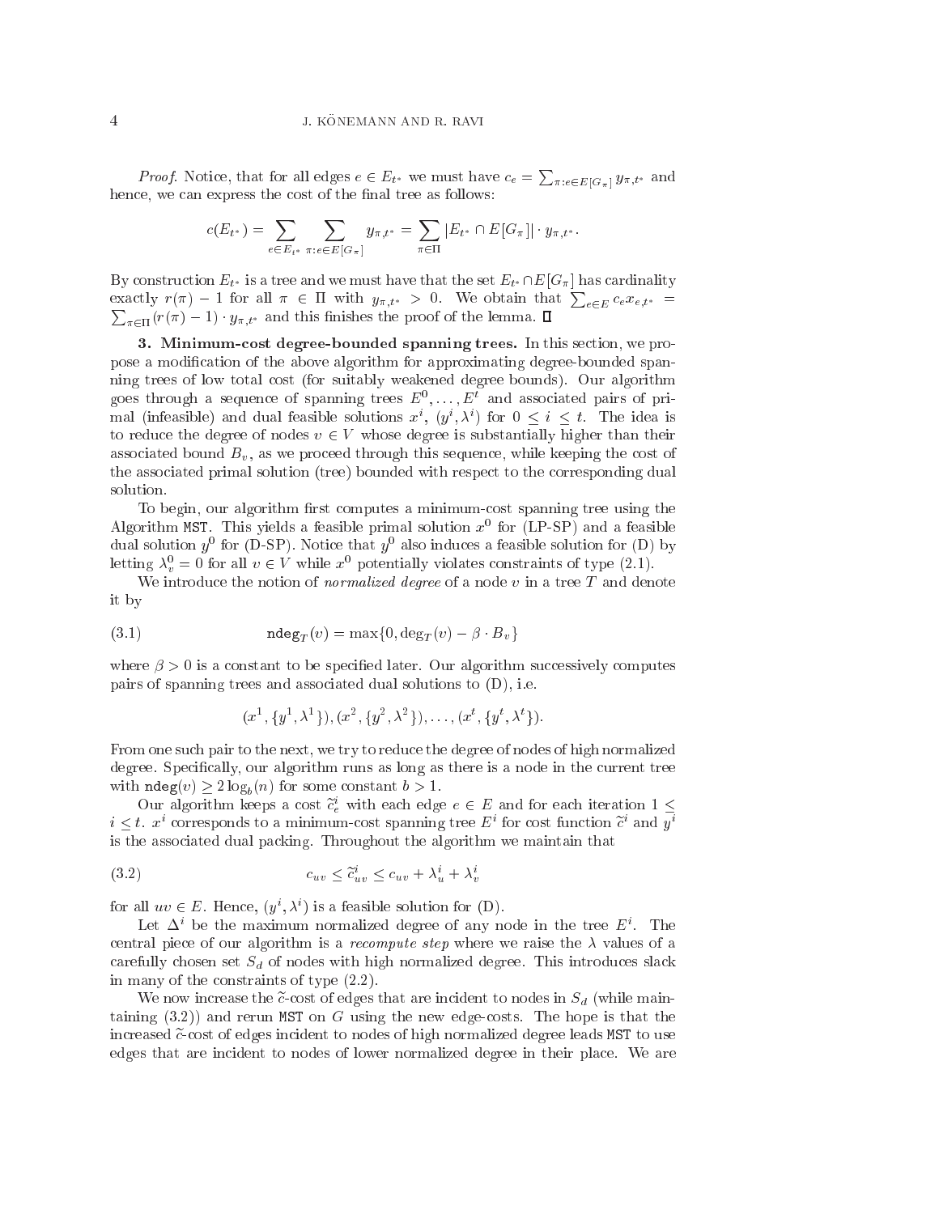*Proof.* Notice, that for all edges $e \in E_{t^*}$ we must have $c_e = \sum_{\pi : e \in E[G_\pi]} y_{\pi,t^*}$ and hence, we can express the cost of the final tree as follows:

$$c(E_{t^*}) = \sum_{e \in E_{t^*}} \sum_{\pi : e \in E[G_\pi]} y_{\pi,t^*} = \sum_{\pi \in \Pi} |E_{t^*} \cap E[G_\pi]| \cdot y_{\pi,t^*}.$$

By construction $E_{t^*}$ is a tree and we must have that the set $E_{t^*} \cap E[G_\pi]$ has cardinality exactly $r(\pi) - 1$ for all $\pi \in \Pi$ with $y_{\pi,t^*} > 0$. We obtain that $\sum_{e \in E} c_e x_{e,t^*} = \sum_{\pi \in \Pi} (r(\pi) - 1) \cdot y_{\pi,t^*}$ and this finishes the proof of the lemma. ∎

**3. Minimum-cost degree-bounded spanning trees.** In this section, we propose a modification of the above algorithm for approximating degree-bounded spanning trees of low total cost (for suitably weakened degree bounds). Our algorithm goes through a sequence of spanning trees $E^0, \ldots, E^t$ and associated pairs of primal (infeasible) and dual feasible solutions $x^i$, $(y^i, \lambda^i)$ for $0 \leq i \leq t$. The idea is to reduce the degree of nodes $v \in V$ whose degree is substantially higher than their associated bound $B_v$, as we proceed through this sequence, while keeping the cost of the associated primal solution (tree) bounded with respect to the corresponding dual solution.

To begin, our algorithm first computes a minimum-cost spanning tree using the Algorithm `MST`. This yields a feasible primal solution $x^0$ for (LP-SP) and a feasible dual solution $y^0$ for (D-SP). Notice that $y^0$ also induces a feasible solution for (D) by letting $\lambda^0_v = 0$ for all $v \in V$ while $x^0$ potentially violates constraints of type (2.1).

We introduce the notion of *normalized degree* of a node $v$ in a tree $T$ and denote it by

$$\texttt{ndeg}_T(v) = \max\{0, \deg_T(v) - \beta \cdot B_v\} \tag{3.1}$$

where $\beta > 0$ is a constant to be specified later. Our algorithm successively computes pairs of spanning trees and associated dual solutions to (D), i.e.

$$(x^1, \{y^1, \lambda^1\}), (x^2, \{y^2, \lambda^2\}), \ldots, (x^t, \{y^t, \lambda^t\}).$$

From one such pair to the next, we try to reduce the degree of nodes of high normalized degree. Specifically, our algorithm runs as long as there is a node in the current tree with $\texttt{ndeg}(v) \geq 2 \log_b(n)$ for some constant $b > 1$.

Our algorithm keeps a cost $\tilde{c}^i_e$ with each edge $e \in E$ and for each iteration $1 \leq i \leq t$. $x^i$ corresponds to a minimum-cost spanning tree $E^i$ for cost function $\tilde{c}^i$ and $y^i$ is the associated dual packing. Throughout the algorithm we maintain that

$$c_{uv} \leq \tilde{c}^i_{uv} \leq c_{uv} + \lambda^i_u + \lambda^i_v \tag{3.2}$$

for all $uv \in E$. Hence, $(y^i, \lambda^i)$ is a feasible solution for (D).

Let $\Delta^i$ be the maximum normalized degree of any node in the tree $E^i$. The central piece of our algorithm is a *recompute step* where we raise the $\lambda$ values of a carefully chosen set $S_d$ of nodes with high normalized degree. This introduces slack in many of the constraints of type (2.2).

We now increase the $\tilde{c}$-cost of edges that are incident to nodes in $S_d$ (while maintaining (3.2)) and rerun `MST` on $G$ using the new edge-costs. The hope is that the increased $\tilde{c}$-cost of edges incident to nodes of high normalized degree leads `MST` to use edges that are incident to nodes of lower normalized degree in their place. We are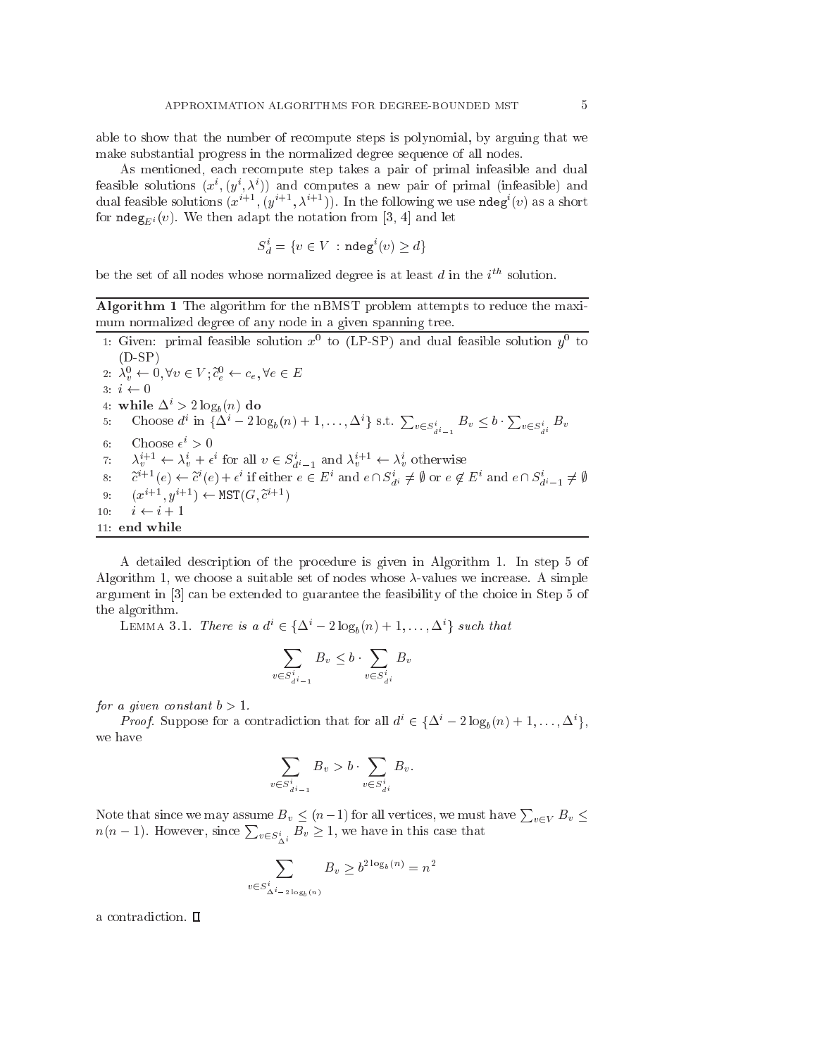able to show that the number of recompute steps is polynomial, by arguing that we make substantial progress in the normalized degree sequence of all nodes.

As mentioned, each recompute step takes a pair of primal infeasible and dual feasible solutions $(x^i, (y^i, \lambda^i))$ and computes a new pair of primal (infeasible) and dual feasible solutions $(x^{i+1}, (y^{i+1}, \lambda^{i+1}))$. In the following we use $\texttt{ndeg}^i(v)$ as a short for $\texttt{ndeg}_{E^i}(v)$. We then adapt the notation from [3, 4] and let

$$S^i_d = \{v \in V \,:\, \texttt{ndeg}^i(v) \geq d\}$$

be the set of all nodes whose normalized degree is at least $d$ in the $i^{th}$ solution.

---

**Algorithm 1** The algorithm for the nBMST problem attempts to reduce the maximum normalized degree of any node in a given spanning tree.

---

1: Given: primal feasible solution $x^0$ to (LP-SP) and dual feasible solution $y^0$ to (D-SP)
2: $\lambda^0_v \leftarrow 0, \forall v \in V; \widetilde{c}^0_e \leftarrow c_e, \forall e \in E$
3: $i \leftarrow 0$
4: **while** $\Delta^i > 2\log_b(n)$ **do**
5: Choose $d^i$ in $\{\Delta^i - 2\log_b(n) + 1, \ldots, \Delta^i\}$ s.t. $\sum_{v \in S^i_{d^i-1}} B_v \leq b \cdot \sum_{v \in S^i_{d^i}} B_v$
6: Choose $\epsilon^i > 0$
7: $\lambda^{i+1}_v \leftarrow \lambda^i_v + \epsilon^i$ for all $v \in S^i_{d^i-1}$ and $\lambda^{i+1}_v \leftarrow \lambda^i_v$ otherwise
8: $\widetilde{c}^{i+1}(e) \leftarrow \widetilde{c}^i(e) + \epsilon^i$ if either $e \in E^i$ and $e \cap S^i_{d^i} \neq \emptyset$ or $e \notin E^i$ and $e \cap S^i_{d^i-1} \neq \emptyset$
9: $(x^{i+1}, y^{i+1}) \leftarrow \texttt{MST}(G, \widetilde{c}^{i+1})$
10: $i \leftarrow i + 1$
11: **end while**

---

A detailed description of the procedure is given in Algorithm 1. In step 5 of Algorithm 1, we choose a suitable set of nodes whose $\lambda$-values we increase. A simple argument in [3] can be extended to guarantee the feasibility of the choice in Step 5 of the algorithm.

LEMMA 3.1. *There is a $d^i \in \{\Delta^i - 2\log_b(n) + 1, \ldots, \Delta^i\}$ such that*

$$\sum_{v \in S^i_{d^i-1}} B_v \leq b \cdot \sum_{v \in S^i_{d^i}} B_v$$

*for a given constant $b > 1$.*

*Proof*. Suppose for a contradiction that for all $d^i \in \{\Delta^i - 2\log_b(n) + 1, \ldots, \Delta^i\}$, we have

$$\sum_{v \in S^i_{d^i-1}} B_v > b \cdot \sum_{v \in S^i_{d^i}} B_v.$$

Note that since we may assume $B_v \leq (n-1)$ for all vertices, we must have $\sum_{v \in V} B_v \leq n(n-1)$. However, since $\sum_{v \in S^i_{\Delta^i}} B_v \geq 1$, we have in this case that

$$\sum_{v \in S^i_{\Delta^i - 2\log_b(n)}} B_v \geq b^{2\log_b(n)} = n^2$$

a contradiction. ∎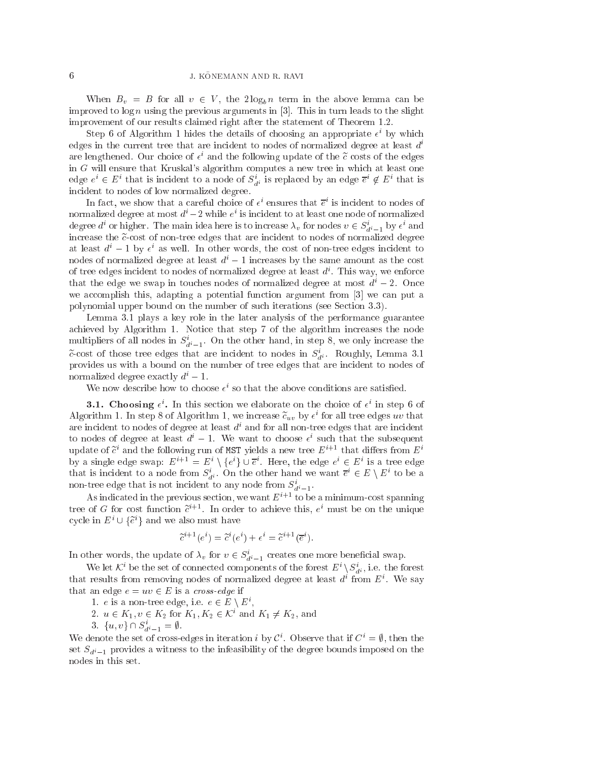When $B_v = B$ for all $v \in V$, the $2\log_b n$ term in the above lemma can be improved to $\log n$ using the previous arguments in [3]. This in turn leads to the slight improvement of our results claimed right after the statement of Theorem 1.2.

Step 6 of Algorithm 1 hides the details of choosing an appropriate $\epsilon^i$ by which edges in the current tree that are incident to nodes of normalized degree at least $d^i$ are lengthened. Our choice of $\epsilon^i$ and the following update of the $\widetilde{c}$ costs of the edges in $G$ will ensure that Kruskal's algorithm computes a new tree in which at least one edge $e^i \in E^i$ that is incident to a node of $S^i_{d^i}$ is replaced by an edge $\overline{e}^i \notin E^i$ that is incident to nodes of low normalized degree.

In fact, we show that a careful choice of $\epsilon^i$ ensures that $\overline{e}^i$ is incident to nodes of normalized degree at most $d^i - 2$ while $e^i$ is incident to at least one node of normalized degree $d^i$ or higher. The main idea here is to increase $\lambda_v$ for nodes $v \in S^i_{d^i-1}$ by $\epsilon^i$ and increase the $\widetilde{c}$-cost of non-tree edges that are incident to nodes of normalized degree at least $d^i - 1$ by $\epsilon^i$ as well. In other words, the cost of non-tree edges incident to nodes of normalized degree at least $d^i - 1$ increases by the same amount as the cost of tree edges incident to nodes of normalized degree at least $d^i$. This way, we enforce that the edge we swap in touches nodes of normalized degree at most $d^i - 2$. Once we accomplish this, adapting a potential function argument from [3] we can put a polynomial upper bound on the number of such iterations (see Section 3.3).

Lemma 3.1 plays a key role in the later analysis of the performance guarantee achieved by Algorithm 1. Notice that step 7 of the algorithm increases the node multipliers of all nodes in $S^i_{d^i-1}$. On the other hand, in step 8, we only increase the $\widetilde{c}$-cost of those tree edges that are incident to nodes in $S^i_{d^i}$. Roughly, Lemma 3.1 provides us with a bound on the number of tree edges that are incident to nodes of normalized degree exactly $d^i - 1$.

We now describe how to choose $\epsilon^i$ so that the above conditions are satisfied.

**3.1. Choosing $\epsilon^i$.** In this section we elaborate on the choice of $\epsilon^i$ in step 6 of Algorithm 1. In step 8 of Algorithm 1, we increase $\widetilde{c}_{uv}$ by $\epsilon^i$ for all tree edges $uv$ that are incident to nodes of degree at least $d^i$ and for all non-tree edges that are incident to nodes of degree at least $d^i - 1$. We want to choose $\epsilon^i$ such that the subsequent update of $\widetilde{c}^i$ and the following run of `MST` yields a new tree $E^{i+1}$ that differs from $E^i$ by a single edge swap: $E^{i+1} = E^i \setminus \{e^i\} \cup \overline{e}^i$. Here, the edge $e^i \in E^i$ is a tree edge that is incident to a node from $S^i_{d^i}$. On the other hand we want $\overline{e}^i \in E \setminus E^i$ to be a non-tree edge that is not incident to any node from $S^i_{d^i-1}$.

As indicated in the previous section, we want $E^{i+1}$ to be a minimum-cost spanning tree of $G$ for cost function $\widetilde{c}^{i+1}$. In order to achieve this, $e^i$ must be on the unique cycle in $E^i \cup \{\widetilde{e}^i\}$ and we also must have

$$\widetilde{c}^{i+1}(e^i) = \widetilde{c}^i(e^i) + \epsilon^i = \widetilde{c}^{i+1}(\overline{e}^i).$$

In other words, the update of $\lambda_v$ for $v \in S^i_{d^i-1}$ creates one more beneficial swap.

We let $\mathcal{K}^i$ be the set of connected components of the forest $E^i \setminus S^i_{d^i}$, i.e. the forest that results from removing nodes of normalized degree at least $d^i$ from $E^i$. We say that an edge $e = uv \in E$ is a *cross-edge* if

1. $e$ is a non-tree edge, i.e. $e \in E \setminus E^i$,
2. $u \in K_1, v \in K_2$ for $K_1, K_2 \in \mathcal{K}^i$ and $K_1 \neq K_2$, and
3. $\{u, v\} \cap S^i_{d^i-1} = \emptyset$.

We denote the set of cross-edges in iteration $i$ by $\mathcal{C}^i$. Observe that if $C^i = \emptyset$, then the set $S_{d^i-1}$ provides a witness to the infeasibility of the degree bounds imposed on the nodes in this set.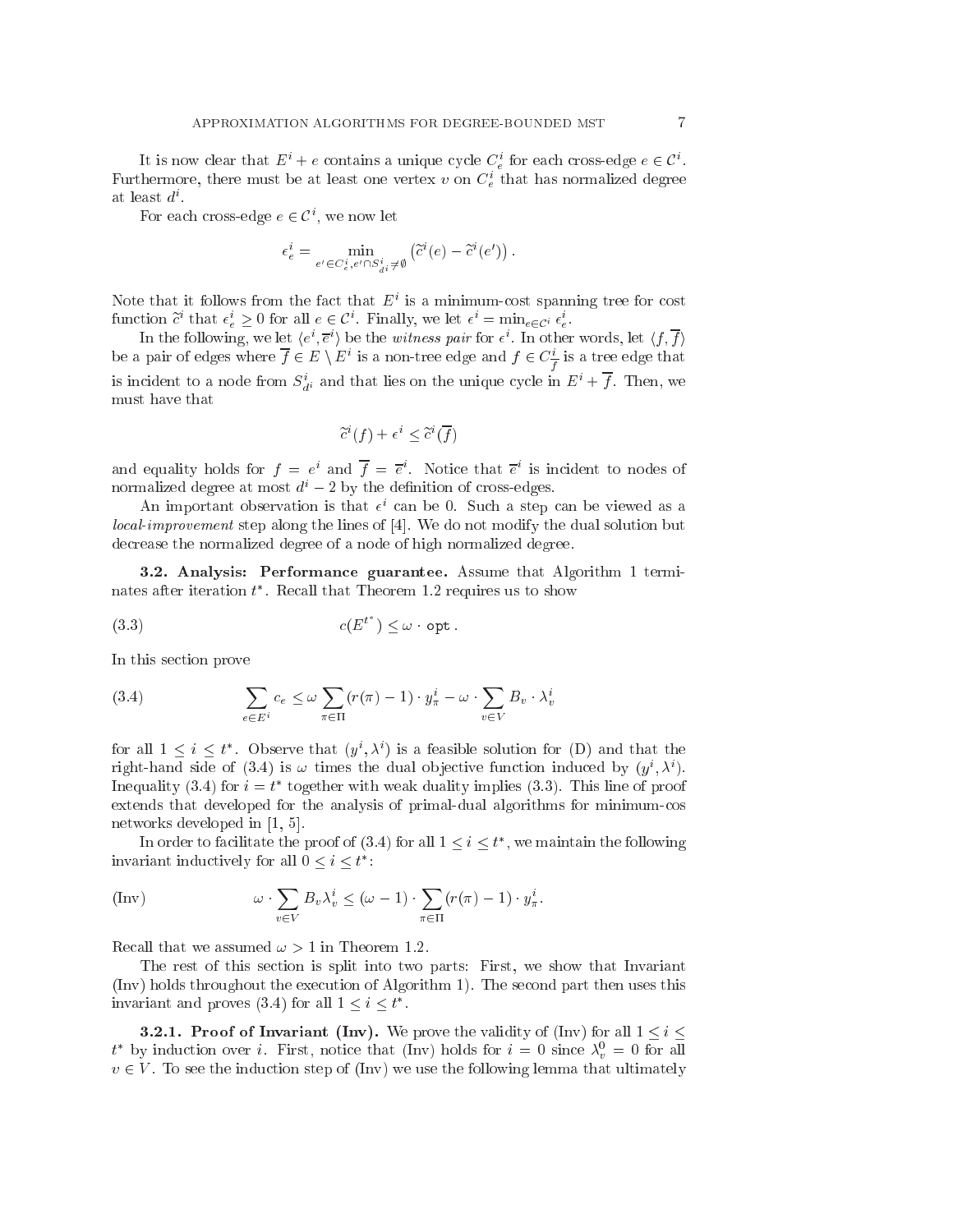It is now clear that $E^i + e$ contains a unique cycle $C^i_e$ for each cross-edge $e \in \mathcal{C}^i$. Furthermore, there must be at least one vertex $v$ on $C^i_e$ that has normalized degree at least $d^i$.

For each cross-edge $e \in \mathcal{C}^i$, we now let

$$\epsilon^i_e = \min_{e' \in C^i_e, e' \cap S^i_{d^i} \neq \emptyset} \left( \widetilde{c}^i(e) - \widetilde{c}^i(e') \right).$$

Note that it follows from the fact that $E^i$ is a minimum-cost spanning tree for cost function $\widetilde{c}^i$ that $\epsilon^i_e \geq 0$ for all $e \in \mathcal{C}^i$. Finally, we let $\epsilon^i = \min_{e \in \mathcal{C}^i} \epsilon^i_e$.

In the following, we let $\langle e^i, \overline{e}^i \rangle$ be the *witness pair* for $\epsilon^i$. In other words, let $\langle f, \overline{f} \rangle$ be a pair of edges where $\overline{f} \in E \setminus E^i$ is a non-tree edge and $f \in C^i_{\overline{f}}$ is a tree edge that is incident to a node from $S^i_{d^i}$ and that lies on the unique cycle in $E^i + \overline{f}$. Then, we must have that

$$\widetilde{c}^i(f) + \epsilon^i \leq \widetilde{c}^i(\overline{f})$$

and equality holds for $f = e^i$ and $\overline{f} = \overline{e}^i$. Notice that $\overline{e}^i$ is incident to nodes of normalized degree at most $d^i - 2$ by the definition of cross-edges.

An important observation is that $\epsilon^i$ can be 0. Such a step can be viewed as a *local-improvement* step along the lines of [4]. We do not modify the dual solution but decrease the normalized degree of a node of high normalized degree.

**3.2. Analysis: Performance guarantee.** Assume that Algorithm 1 terminates after iteration $t^*$. Recall that Theorem 1.2 requires us to show

$$c(E^{t^*}) \leq \omega \cdot \texttt{opt}\,. \tag{3.3}$$

In this section prove

$$\sum_{e \in E^i} c_e \leq \omega \sum_{\pi \in \Pi} (r(\pi) - 1) \cdot y^i_\pi - \omega \cdot \sum_{v \in V} B_v \cdot \lambda^i_v \tag{3.4}$$

for all $1 \leq i \leq t^*$. Observe that $(y^i, \lambda^i)$ is a feasible solution for (D) and that the right-hand side of (3.4) is $\omega$ times the dual objective function induced by $(y^i, \lambda^i)$. Inequality (3.4) for $i = t^*$ together with weak duality implies (3.3). This line of proof extends that developed for the analysis of primal-dual algorithms for minimum-cos networks developed in [1, 5].

In order to facilitate the proof of (3.4) for all $1 \leq i \leq t^*$, we maintain the following invariant inductively for all $0 \leq i \leq t^*$:

$$\omega \cdot \sum_{v \in V} B_v \lambda^i_v \leq (\omega - 1) \cdot \sum_{\pi \in \Pi} (r(\pi) - 1) \cdot y^i_\pi. \tag{Inv}$$

Recall that we assumed $\omega > 1$ in Theorem 1.2.

The rest of this section is split into two parts: First, we show that Invariant (Inv) holds throughout the execution of Algorithm 1). The second part then uses this invariant and proves (3.4) for all $1 \leq i \leq t^*$.

**3.2.1. Proof of Invariant (Inv).** We prove the validity of (Inv) for all $1 \leq i \leq t^*$ by induction over $i$. First, notice that (Inv) holds for $i = 0$ since $\lambda^0_v = 0$ for all $v \in V$. To see the induction step of (Inv) we use the following lemma that ultimately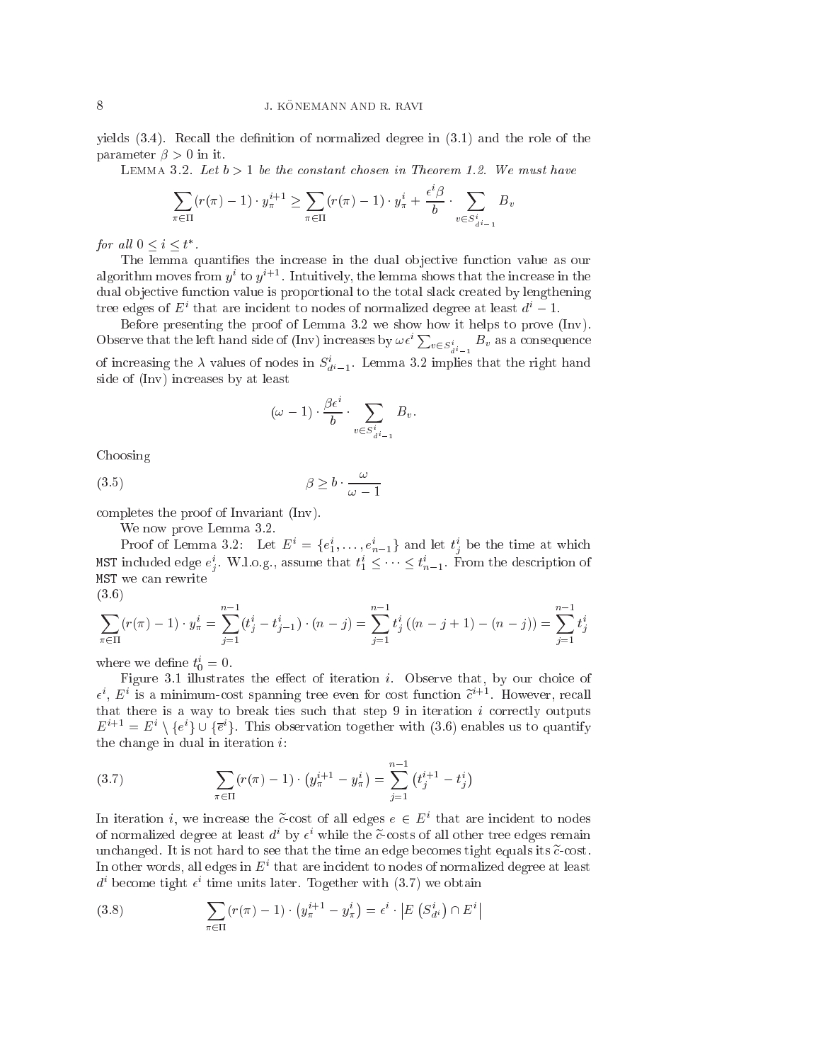yields (3.4). Recall the definition of normalized degree in (3.1) and the role of the parameter $\beta > 0$ in it.

Lemma 3.2. *Let $b > 1$ be the constant chosen in Theorem 1.2. We must have*

$$\sum_{\pi \in \Pi} (r(\pi) - 1) \cdot y^{i+1}_\pi \geq \sum_{\pi \in \Pi} (r(\pi) - 1) \cdot y^i_\pi + \frac{\epsilon^i \beta}{b} \cdot \sum_{v \in S^i_{d^i - 1}} B_v$$

*for all $0 \leq i \leq t^*$.*

The lemma quantifies the increase in the dual objective function value as our algorithm moves from $y^i$ to $y^{i+1}$. Intuitively, the lemma shows that the increase in the dual objective function value is proportional to the total slack created by lengthening tree edges of $E^i$ that are incident to nodes of normalized degree at least $d^i - 1$.

Before presenting the proof of Lemma 3.2 we show how it helps to prove (Inv). Observe that the left hand side of (Inv) increases by $\omega \epsilon^i \sum_{v \in S^i_{d^i - 1}} B_v$ as a consequence of increasing the $\lambda$ values of nodes in $S^i_{d^i-1}$. Lemma 3.2 implies that the right hand side of (Inv) increases by at least

$$(\omega - 1) \cdot \frac{\beta \epsilon^i}{b} \cdot \sum_{v \in S^i_{d^i - 1}} B_v.$$

Choosing

$$\beta \geq b \cdot \frac{\omega}{\omega - 1} \tag{3.5}$$

completes the proof of Invariant (Inv).

We now prove Lemma 3.2.

Proof of Lemma 3.2: Let $E^i = \{e^i_1, \ldots, e^i_{n-1}\}$ and let $t^i_j$ be the time at which `MST` included edge $e^i_j$. W.l.o.g., assume that $t^i_1 \leq \cdots \leq t^i_{n-1}$. From the description of `MST` we can rewrite

$$\sum_{\pi \in \Pi} (r(\pi) - 1) \cdot y^i_\pi = \sum_{j=1}^{n-1} (t^i_j - t^i_{j-1}) \cdot (n - j) = \sum_{j=1}^{n-1} t^i_j \left((n - j + 1) - (n - j)\right) = \sum_{j=1}^{n-1} t^i_j \tag{3.6}$$

where we define $t^i_0 = 0$.

Figure 3.1 illustrates the effect of iteration $i$. Observe that, by our choice of $\epsilon^i$, $E^i$ is a minimum-cost spanning tree even for cost function $\tilde{c}^{i+1}$. However, recall that there is a way to break ties such that step 9 in iteration $i$ correctly outputs $E^{i+1} = E^i \setminus \{e^i\} \cup \{\bar{e}^i\}$. This observation together with (3.6) enables us to quantify the change in dual in iteration $i$:

$$\sum_{\pi \in \Pi} (r(\pi) - 1) \cdot \left(y^{i+1}_\pi - y^i_\pi\right) = \sum_{j=1}^{n-1} \left(t^{i+1}_j - t^i_j\right) \tag{3.7}$$

In iteration $i$, we increase the $\tilde{c}$-cost of all edges $e \in E^i$ that are incident to nodes of normalized degree at least $d^i$ by $\epsilon^i$ while the $\tilde{c}$-costs of all other tree edges remain unchanged. It is not hard to see that the time an edge becomes tight equals its $\tilde{c}$-cost. In other words, all edges in $E^i$ that are incident to nodes of normalized degree at least $d^i$ become tight $\epsilon^i$ time units later. Together with (3.7) we obtain

$$\sum_{\pi \in \Pi} (r(\pi) - 1) \cdot \left(y^{i+1}_\pi - y^i_\pi\right) = \epsilon^i \cdot \left|E\left(S^i_{d^i}\right) \cap E^i\right| \tag{3.8}$$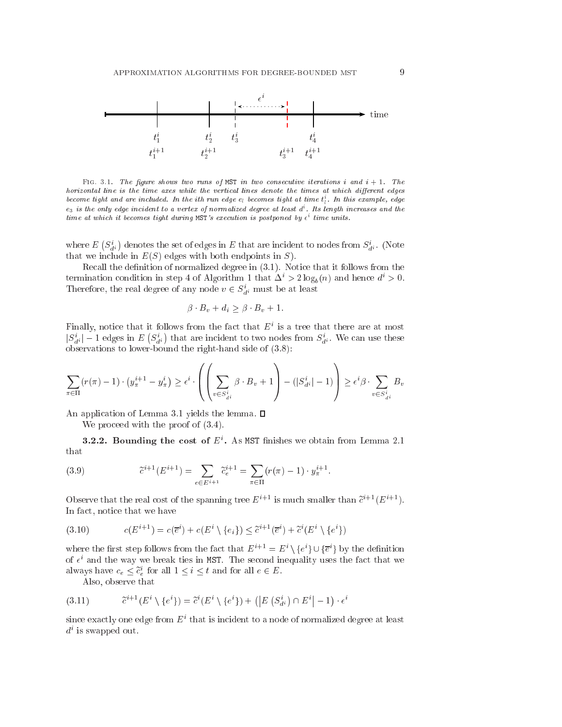Fig. 3.1. *The figure shows two runs of* MST *in two consecutive iterations $i$ and $i+1$. The horizontal line is the time axes while the vertical lines denote the times at which different edges become tight and are included. In the ith run edge $e_l$ becomes tight at time $t_l^i$. In this example, edge $e_3$ is the only edge incident to a vertex of normalized degree at least $d^i$. Its length increases and the time at which it becomes tight during* MST*'s execution is postponed by $\epsilon^i$ time units.*

where $E\left(S^i_{d^i}\right)$ denotes the set of edges in $E$ that are incident to nodes from $S^i_{d^i}$. (Note that we include in $E(S)$ edges with both endpoints in $S$).

Recall the definition of normalized degree in (3.1). Notice that it follows from the termination condition in step 4 of Algorithm 1 that $\Delta^i > 2\log_b(n)$ and hence $d^i > 0$. Therefore, the real degree of any node $v \in S^i_{d^i}$ must be at least

$$\beta \cdot B_v + d_i \geq \beta \cdot B_v + 1.$$

Finally, notice that it follows from the fact that $E^i$ is a tree that there are at most $|S^i_{d^i}| - 1$ edges in $E\left(S^i_{d^i}\right)$ that are incident to two nodes from $S^i_{d^i}$. We can use these observations to lower-bound the right-hand side of (3.8):

$$\sum_{\pi\in\Pi}(r(\pi)-1)\cdot\left(y^{i+1}_\pi - y^i_\pi\right) \geq \epsilon^i \cdot \left(\left(\sum_{v\in S^i_{d^i}} \beta\cdot B_v + 1\right) - (|S^i_{d^i}|-1)\right) \geq \epsilon^i\beta\cdot\sum_{v\in S^i_{d^i}} B_v$$

An application of Lemma 3.1 yields the lemma. ☐

We proceed with the proof of (3.4).

**3.2.2. Bounding the cost of $E^i$.** As MST finishes we obtain from Lemma 2.1 that

$$\widetilde{c}^{i+1}(E^{i+1}) = \sum_{e\in E^{i+1}} \widetilde{c}^{i+1}_e = \sum_{\pi\in\Pi}(r(\pi)-1)\cdot y^{i+1}_\pi. \tag{3.9}$$

Observe that the real cost of the spanning tree $E^{i+1}$ is much smaller than $\widetilde{c}^{i+1}(E^{i+1})$. In fact, notice that we have

$$c(E^{i+1}) = c(\overline{e}^i) + c(E^i\setminus\{e_i\}) \leq \widetilde{c}^{i+1}(\overline{e}^i) + \widetilde{c}^i(E^i\setminus\{e^i\}) \tag{3.10}$$

where the first step follows from the fact that $E^{i+1} = E^i\setminus\{e^i\}\cup\{\overline{e}^i\}$ by the definition of $\epsilon^i$ and the way we break ties in MST. The second inequality uses the fact that we always have $c_e \leq \widetilde{c}^i_e$ for all $1\leq i\leq t$ and for all $e\in E$.

Also, observe that

$$\widetilde{c}^{i+1}(E^i\setminus\{e^i\}) = \widetilde{c}^i(E^i\setminus\{e^i\}) + \left(\left|E\left(S^i_{d^i}\right)\cap E^i\right| - 1\right)\cdot\epsilon^i \tag{3.11}$$

since exactly one edge from $E^i$ that is incident to a node of normalized degree at least $d^i$ is swapped out.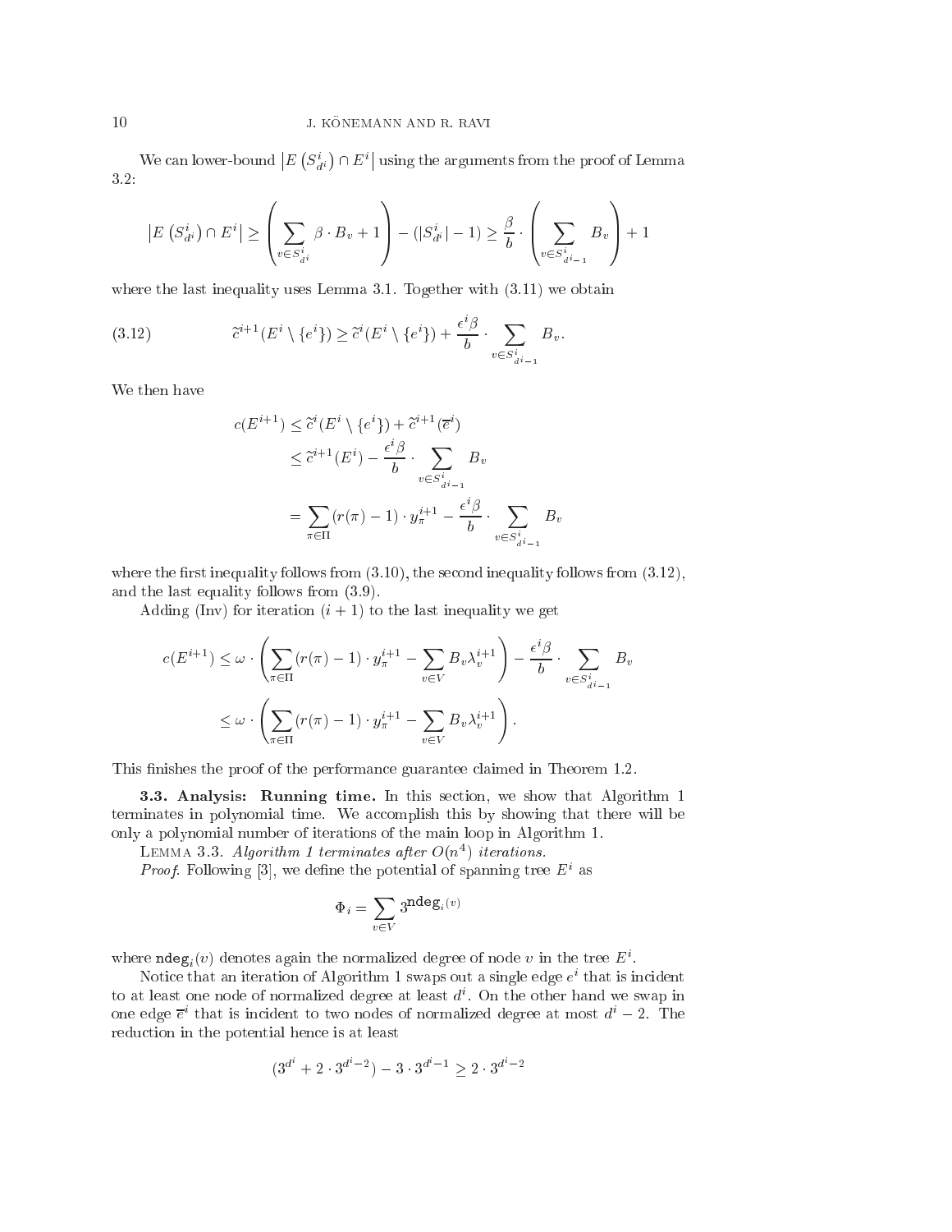We can lower-bound $\left|E\left(S^i_{d^i}\right) \cap E^i\right|$ using the arguments from the proof of Lemma 3.2:

$$\left|E\left(S^i_{d^i}\right) \cap E^i\right| \geq \left(\sum_{v \in S^i_{d^i}} \beta \cdot B_v + 1\right) - (|S^i_{d^i}| - 1) \geq \frac{\beta}{b} \cdot \left(\sum_{v \in S^i_{d^i-1}} B_v\right) + 1$$

where the last inequality uses Lemma 3.1. Together with (3.11) we obtain

$$\tilde{c}^{i+1}(E^i \setminus \{e^i\}) \geq \tilde{c}^i(E^i \setminus \{e^i\}) + \frac{\epsilon^i \beta}{b} \cdot \sum_{v \in S^i_{d^i-1}} B_v. \tag{3.12}$$

We then have

$$\begin{aligned}
c(E^{i+1}) &\leq \tilde{c}^i(E^i \setminus \{e^i\}) + \tilde{c}^{i+1}(\overline{e}^i) \\
&\leq \tilde{c}^{i+1}(E^i) - \frac{\epsilon^i \beta}{b} \cdot \sum_{v \in S^i_{d^i-1}} B_v \\
&= \sum_{\pi \in \Pi} (r(\pi) - 1) \cdot y^{i+1}_\pi - \frac{\epsilon^i \beta}{b} \cdot \sum_{v \in S^i_{d^i-1}} B_v
\end{aligned}$$

where the first inequality follows from (3.10), the second inequality follows from (3.12), and the last equality follows from (3.9).

Adding (Inv) for iteration $(i+1)$ to the last inequality we get

$$\begin{aligned}
c(E^{i+1}) &\leq \omega \cdot \left(\sum_{\pi \in \Pi} (r(\pi) - 1) \cdot y^{i+1}_\pi - \sum_{v \in V} B_v \lambda^{i+1}_v\right) - \frac{\epsilon^i \beta}{b} \cdot \sum_{v \in S^i_{d^i-1}} B_v \\
&\leq \omega \cdot \left(\sum_{\pi \in \Pi} (r(\pi) - 1) \cdot y^{i+1}_\pi - \sum_{v \in V} B_v \lambda^{i+1}_v\right).
\end{aligned}$$

This finishes the proof of the performance guarantee claimed in Theorem 1.2.

**3.3. Analysis: Running time.** In this section, we show that Algorithm 1 terminates in polynomial time. We accomplish this by showing that there will be only a polynomial number of iterations of the main loop in Algorithm 1.

LEMMA 3.3. *Algorithm 1 terminates after $O(n^4)$ iterations.*

*Proof*. Following [3], we define the potential of spanning tree $E^i$ as

$$\Phi_i = \sum_{v \in V} 3^{\mathtt{ndeg}_i(v)}$$

where $\mathtt{ndeg}_i(v)$ denotes again the normalized degree of node $v$ in the tree $E^i$.

Notice that an iteration of Algorithm 1 swaps out a single edge $e^i$ that is incident to at least one node of normalized degree at least $d^i$. On the other hand we swap in one edge $\overline{e}^i$ that is incident to two nodes of normalized degree at most $d^i - 2$. The reduction in the potential hence is at least

$$(3^{d^i} + 2 \cdot 3^{d^i-2}) - 3 \cdot 3^{d^i-1} \geq 2 \cdot 3^{d^i-2}$$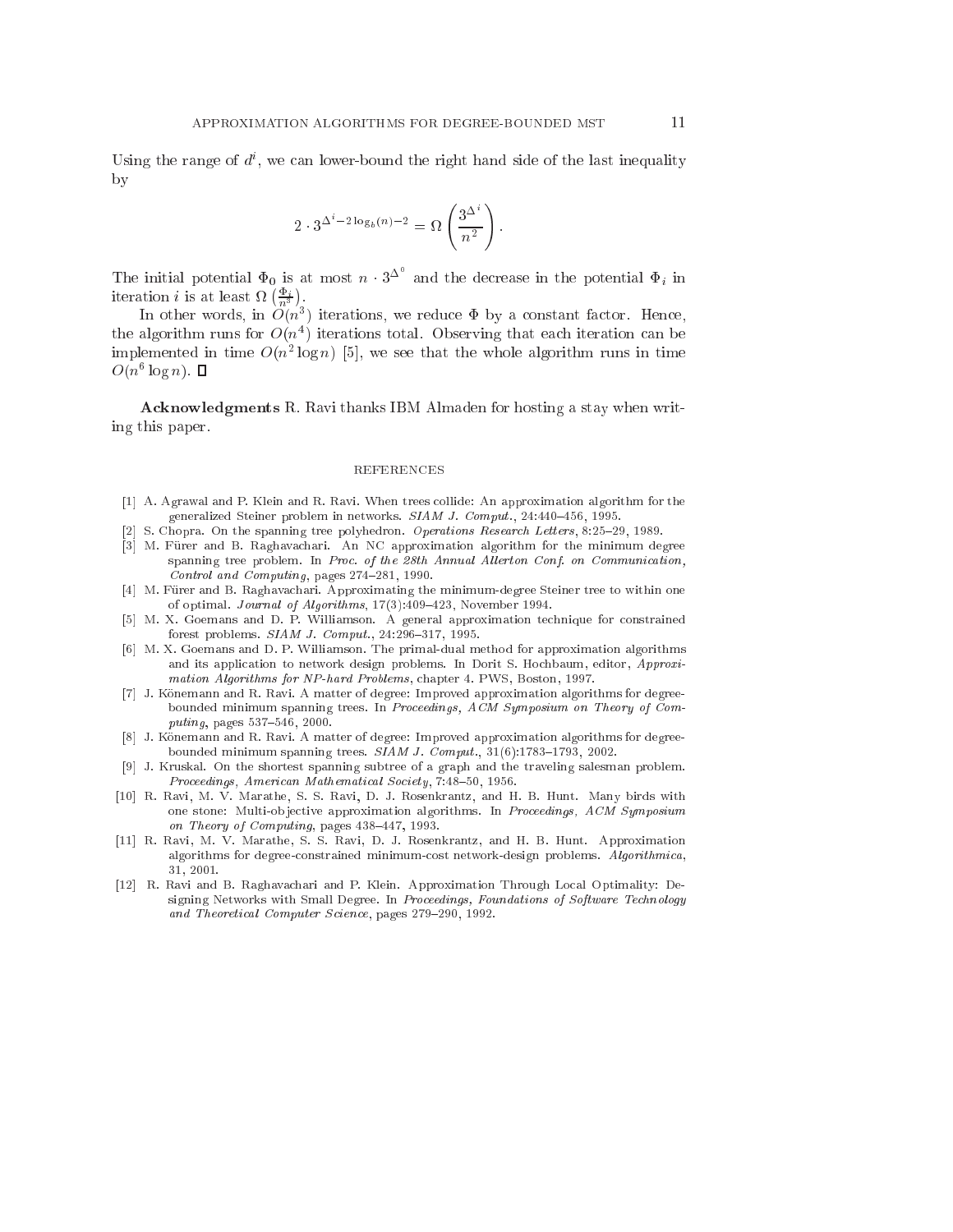Using the range of $d^i$, we can lower-bound the right hand side of the last inequality by

$$2 \cdot 3^{\Delta^i - 2\log_b(n) - 2} = \Omega\left(\frac{3^{\Delta^i}}{n^2}\right).$$

The initial potential $\Phi_0$ is at most $n \cdot 3^{\Delta^0}$ and the decrease in the potential $\Phi_i$ in iteration $i$ is at least $\Omega\left(\frac{\Phi_i}{n^3}\right)$.

In other words, in $O(n^3)$ iterations, we reduce $\Phi$ by a constant factor. Hence, the algorithm runs for $O(n^4)$ iterations total. Observing that each iteration can be implemented in time $O(n^2 \log n)$ [5], we see that the whole algorithm runs in time $O(n^6 \log n)$. ☐

**Acknowledgments** R. Ravi thanks IBM Almaden for hosting a stay when writing this paper.

## REFERENCES

[1] A. Agrawal and P. Klein and R. Ravi. When trees collide: An approximation algorithm for the generalized Steiner problem in networks. *SIAM J. Comput.*, 24:440–456, 1995.

[2] S. Chopra. On the spanning tree polyhedron. *Operations Research Letters*, 8:25–29, 1989.

[3] M. Fürer and B. Raghavachari. An NC approximation algorithm for the minimum degree spanning tree problem. In *Proc. of the 28th Annual Allerton Conf. on Communication, Control and Computing*, pages 274–281, 1990.

[4] M. Fürer and B. Raghavachari. Approximating the minimum-degree Steiner tree to within one of optimal. *Journal of Algorithms*, 17(3):409–423, November 1994.

[5] M. X. Goemans and D. P. Williamson. A general approximation technique for constrained forest problems. *SIAM J. Comput.*, 24:296–317, 1995.

[6] M. X. Goemans and D. P. Williamson. The primal-dual method for approximation algorithms and its application to network design problems. In Dorit S. Hochbaum, editor, *Approximation Algorithms for NP-hard Problems*, chapter 4. PWS, Boston, 1997.

[7] J. Könemann and R. Ravi. A matter of degree: Improved approximation algorithms for degree-bounded minimum spanning trees. In *Proceedings, ACM Symposium on Theory of Computing*, pages 537–546, 2000.

[8] J. Könemann and R. Ravi. A matter of degree: Improved approximation algorithms for degree-bounded minimum spanning trees. *SIAM J. Comput.*, 31(6):1783–1793, 2002.

[9] J. Kruskal. On the shortest spanning subtree of a graph and the traveling salesman problem. *Proceedings, American Mathematical Society*, 7:48–50, 1956.

[10] R. Ravi, M. V. Marathe, S. S. Ravi, D. J. Rosenkrantz, and H. B. Hunt. Many birds with one stone: Multi-objective approximation algorithms. In *Proceedings, ACM Symposium on Theory of Computing*, pages 438–447, 1993.

[11] R. Ravi, M. V. Marathe, S. S. Ravi, D. J. Rosenkrantz, and H. B. Hunt. Approximation algorithms for degree-constrained minimum-cost network-design problems. *Algorithmica*, 31, 2001.

[12] R. Ravi and B. Raghavachari and P. Klein. Approximation Through Local Optimality: Designing Networks with Small Degree. In *Proceedings, Foundations of Software Technology and Theoretical Computer Science*, pages 279–290, 1992.